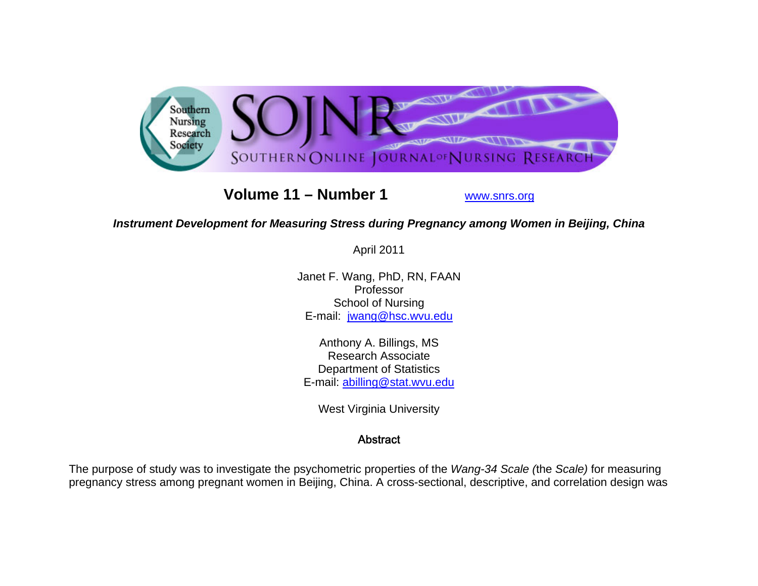# Instrument Development for Measuring Stress during Pregnancy among Women in Beijing, China

April 2011

Janet F. Wang, PhD, RN, FAAN
Professor
School of Nursing
E-mail: jwang@hsc.wvu.edu

Anthony A. Billings, MS
Research Associate
Department of Statistics
E-mail: abilling@stat.wvu.edu

West Virginia University

## Abstract

The purpose of study was to investigate the psychometric properties of the *Wang-34 Scale (*the *Scale)* for measuring pregnancy stress among pregnant women in Beijing, China. A cross-sectional, descriptive, and correlation design was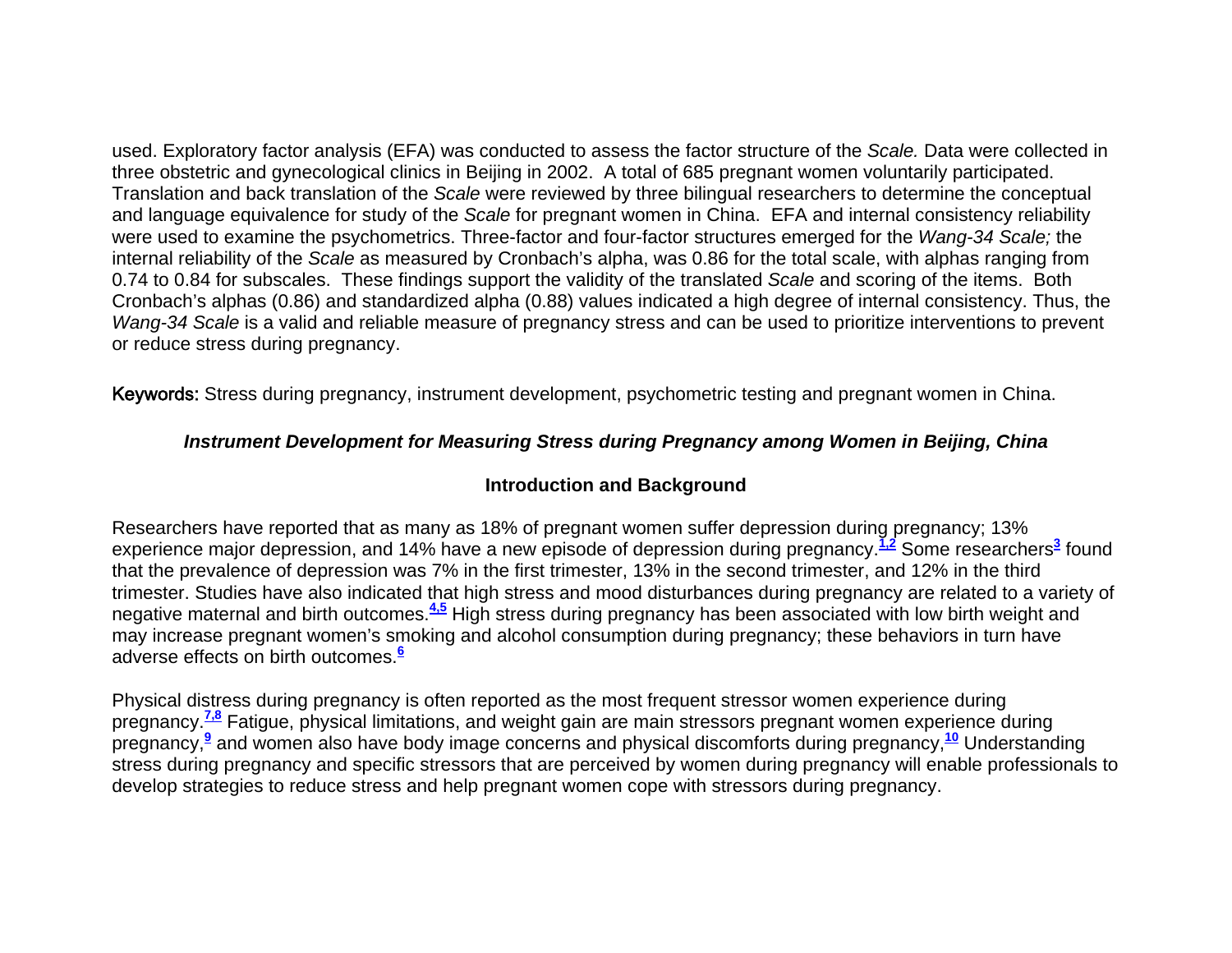used. Exploratory factor analysis (EFA) was conducted to assess the factor structure of the *Scale.* Data were collected in three obstetric and gynecological clinics in Beijing in 2002. A total of 685 pregnant women voluntarily participated. Translation and back translation of the *Scale* were reviewed by three bilingual researchers to determine the conceptual and language equivalence for study of the *Scale* for pregnant women in China. EFA and internal consistency reliability were used to examine the psychometrics. Three-factor and four-factor structures emerged for the *Wang-34 Scale;* the internal reliability of the *Scale* as measured by Cronbach's alpha, was 0.86 for the total scale, with alphas ranging from 0.74 to 0.84 for subscales. These findings support the validity of the translated *Scale* and scoring of the items. Both Cronbach's alphas (0.86) and standardized alpha (0.88) values indicated a high degree of internal consistency. Thus, the *Wang-34 Scale* is a valid and reliable measure of pregnancy stress and can be used to prioritize interventions to prevent or reduce stress during pregnancy.

Keywords: Stress during pregnancy, instrument development, psychometric testing and pregnant women in China.

### *Instrument Development for Measuring Stress during Pregnancy among Women in Beijing, China*

## Introduction and Background

Researchers have reported that as many as 18% of pregnant women suffer depression during pregnancy; 13% experience major depression, and 14% have a new episode of depression during pregnancy.[1,2] Some researchers[3] found that the prevalence of depression was 7% in the first trimester, 13% in the second trimester, and 12% in the third trimester. Studies have also indicated that high stress and mood disturbances during pregnancy are related to a variety of negative maternal and birth outcomes.[4,5] High stress during pregnancy has been associated with low birth weight and may increase pregnant women's smoking and alcohol consumption during pregnancy; these behaviors in turn have adverse effects on birth outcomes.[6]

Physical distress during pregnancy is often reported as the most frequent stressor women experience during pregnancy.[7,8] Fatigue, physical limitations, and weight gain are main stressors pregnant women experience during pregnancy,[9] and women also have body image concerns and physical discomforts during pregnancy,[10] Understanding stress during pregnancy and specific stressors that are perceived by women during pregnancy will enable professionals to develop strategies to reduce stress and help pregnant women cope with stressors during pregnancy.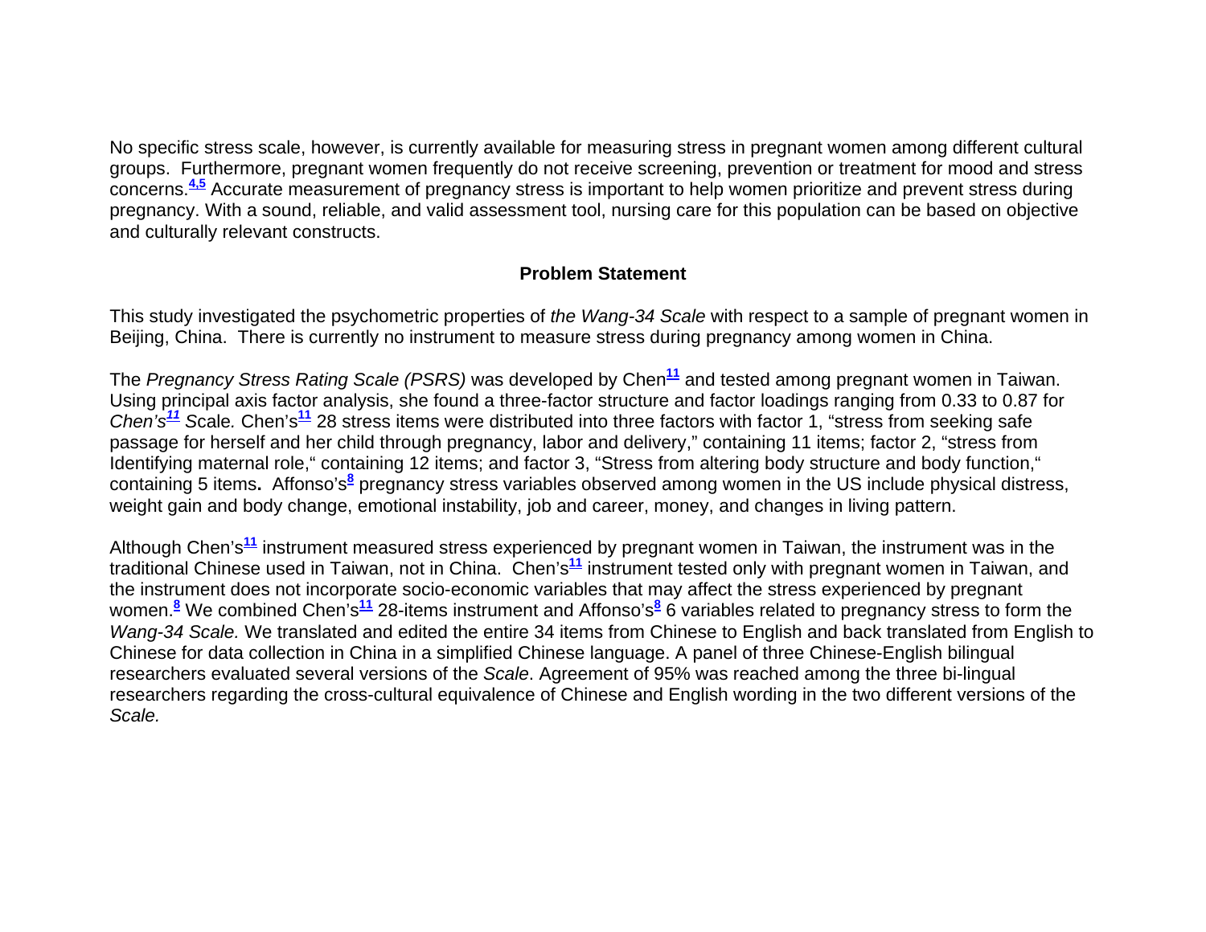No specific stress scale, however, is currently available for measuring stress in pregnant women among different cultural groups. Furthermore, pregnant women frequently do not receive screening, prevention or treatment for mood and stress concerns.[4,5] Accurate measurement of pregnancy stress is important to help women prioritize and prevent stress during pregnancy. With a sound, reliable, and valid assessment tool, nursing care for this population can be based on objective and culturally relevant constructs.

## Problem Statement

This study investigated the psychometric properties of *the Wang-34 Scale* with respect to a sample of pregnant women in Beijing, China. There is currently no instrument to measure stress during pregnancy among women in China.

The *Pregnancy Stress Rating Scale (PSRS)* was developed by Chen[11] and tested among pregnant women in Taiwan. Using principal axis factor analysis, she found a three-factor structure and factor loadings ranging from 0.33 to 0.87 for *Chen's[11] S*cale. Chen's[11] 28 stress items were distributed into three factors with factor 1, "stress from seeking safe passage for herself and her child through pregnancy, labor and delivery," containing 11 items; factor 2, "stress from Identifying maternal role," containing 12 items; and factor 3, "Stress from altering body structure and body function," containing 5 items**.** Affonso's[8] pregnancy stress variables observed among women in the US include physical distress, weight gain and body change, emotional instability, job and career, money, and changes in living pattern.

Although Chen's[11] instrument measured stress experienced by pregnant women in Taiwan, the instrument was in the traditional Chinese used in Taiwan, not in China. Chen's[11] instrument tested only with pregnant women in Taiwan, and the instrument does not incorporate socio-economic variables that may affect the stress experienced by pregnant women.[8] We combined Chen's[11] 28-items instrument and Affonso's[8] 6 variables related to pregnancy stress to form the *Wang-34 Scale.* We translated and edited the entire 34 items from Chinese to English and back translated from English to Chinese for data collection in China in a simplified Chinese language. A panel of three Chinese-English bilingual researchers evaluated several versions of the *Scale*. Agreement of 95% was reached among the three bi-lingual researchers regarding the cross-cultural equivalence of Chinese and English wording in the two different versions of the *Scale.*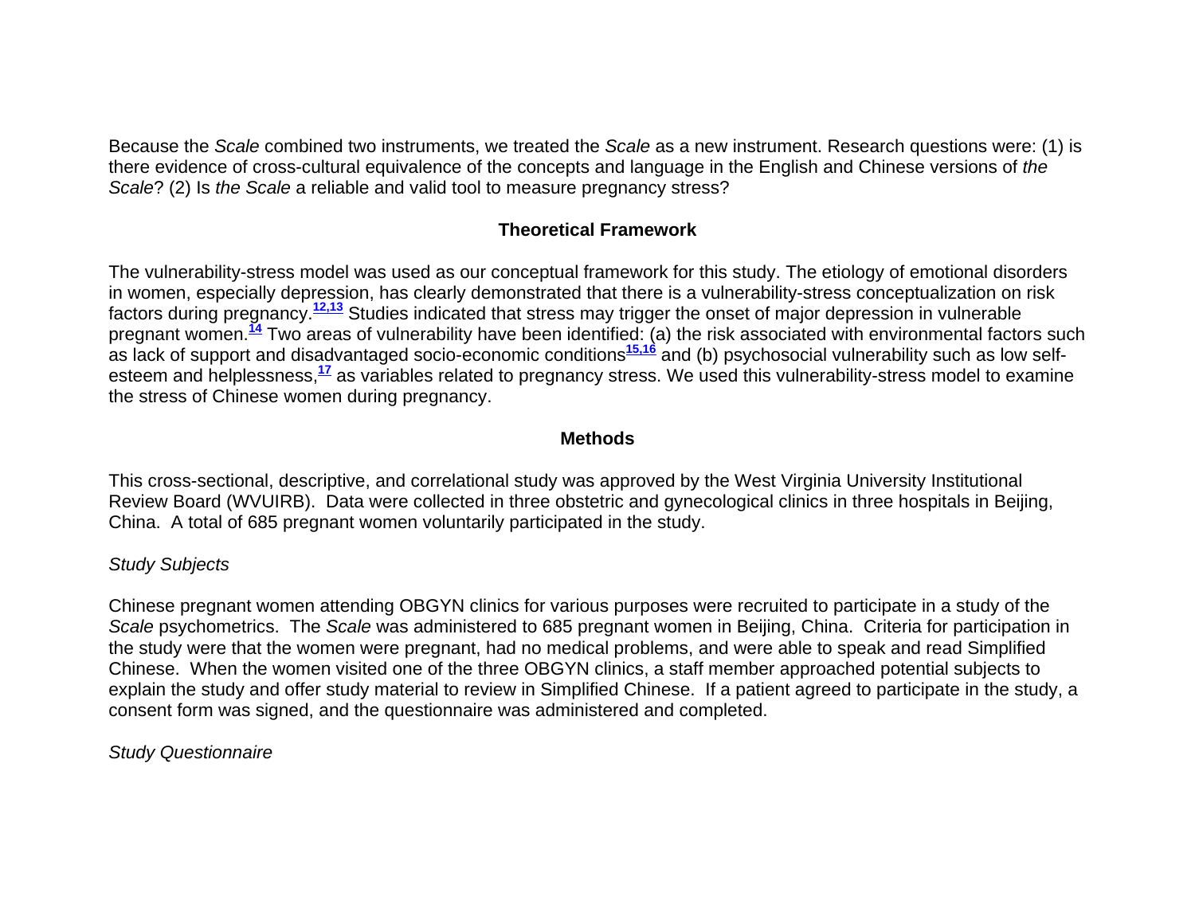Because the *Scale* combined two instruments, we treated the *Scale* as a new instrument. Research questions were: (1) is there evidence of cross-cultural equivalence of the concepts and language in the English and Chinese versions of *the Scale*? (2) Is *the Scale* a reliable and valid tool to measure pregnancy stress?

## Theoretical Framework

The vulnerability-stress model was used as our conceptual framework for this study. The etiology of emotional disorders in women, especially depression, has clearly demonstrated that there is a vulnerability-stress conceptualization on risk factors during pregnancy.[12,13] Studies indicated that stress may trigger the onset of major depression in vulnerable pregnant women.[14] Two areas of vulnerability have been identified: (a) the risk associated with environmental factors such as lack of support and disadvantaged socio-economic conditions[15,16] and (b) psychosocial vulnerability such as low self-esteem and helplessness,[17] as variables related to pregnancy stress. We used this vulnerability-stress model to examine the stress of Chinese women during pregnancy.

## Methods

This cross-sectional, descriptive, and correlational study was approved by the West Virginia University Institutional Review Board (WVUIRB). Data were collected in three obstetric and gynecological clinics in three hospitals in Beijing, China. A total of 685 pregnant women voluntarily participated in the study.

### *Study Subjects*

Chinese pregnant women attending OBGYN clinics for various purposes were recruited to participate in a study of the *Scale* psychometrics. The *Scale* was administered to 685 pregnant women in Beijing, China. Criteria for participation in the study were that the women were pregnant, had no medical problems, and were able to speak and read Simplified Chinese. When the women visited one of the three OBGYN clinics, a staff member approached potential subjects to explain the study and offer study material to review in Simplified Chinese. If a patient agreed to participate in the study, a consent form was signed, and the questionnaire was administered and completed.

### *Study Questionnaire*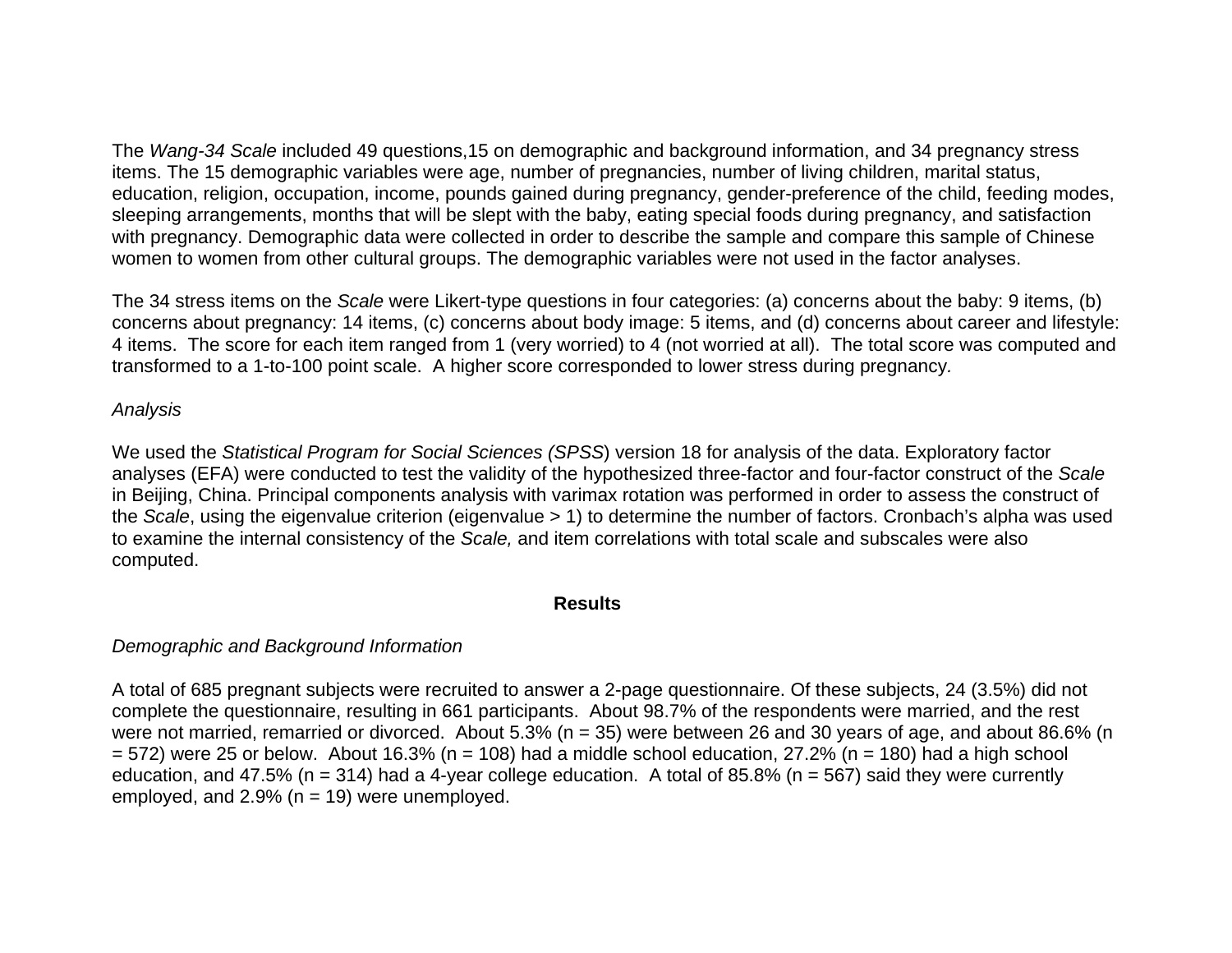The *Wang-34 Scale* included 49 questions,15 on demographic and background information, and 34 pregnancy stress items. The 15 demographic variables were age, number of pregnancies, number of living children, marital status, education, religion, occupation, income, pounds gained during pregnancy, gender-preference of the child, feeding modes, sleeping arrangements, months that will be slept with the baby, eating special foods during pregnancy, and satisfaction with pregnancy. Demographic data were collected in order to describe the sample and compare this sample of Chinese women to women from other cultural groups. The demographic variables were not used in the factor analyses.

The 34 stress items on the *Scale* were Likert-type questions in four categories: (a) concerns about the baby: 9 items, (b) concerns about pregnancy: 14 items, (c) concerns about body image: 5 items, and (d) concerns about career and lifestyle: 4 items. The score for each item ranged from 1 (very worried) to 4 (not worried at all). The total score was computed and transformed to a 1-to-100 point scale. A higher score corresponded to lower stress during pregnancy.

*Analysis*

We used the *Statistical Program for Social Sciences (SPSS*) version 18 for analysis of the data. Exploratory factor analyses (EFA) were conducted to test the validity of the hypothesized three-factor and four-factor construct of the *Scale* in Beijing, China. Principal components analysis with varimax rotation was performed in order to assess the construct of the *Scale*, using the eigenvalue criterion (eigenvalue > 1) to determine the number of factors. Cronbach's alpha was used to examine the internal consistency of the *Scale,* and item correlations with total scale and subscales were also computed.

## Results

*Demographic and Background Information*

A total of 685 pregnant subjects were recruited to answer a 2-page questionnaire. Of these subjects, 24 (3.5%) did not complete the questionnaire, resulting in 661 participants. About 98.7% of the respondents were married, and the rest were not married, remarried or divorced. About 5.3% (n = 35) were between 26 and 30 years of age, and about 86.6% (n = 572) were 25 or below. About 16.3% (n = 108) had a middle school education, 27.2% (n = 180) had a high school education, and 47.5% (n = 314) had a 4-year college education. A total of 85.8% (n = 567) said they were currently employed, and 2.9% (n = 19) were unemployed.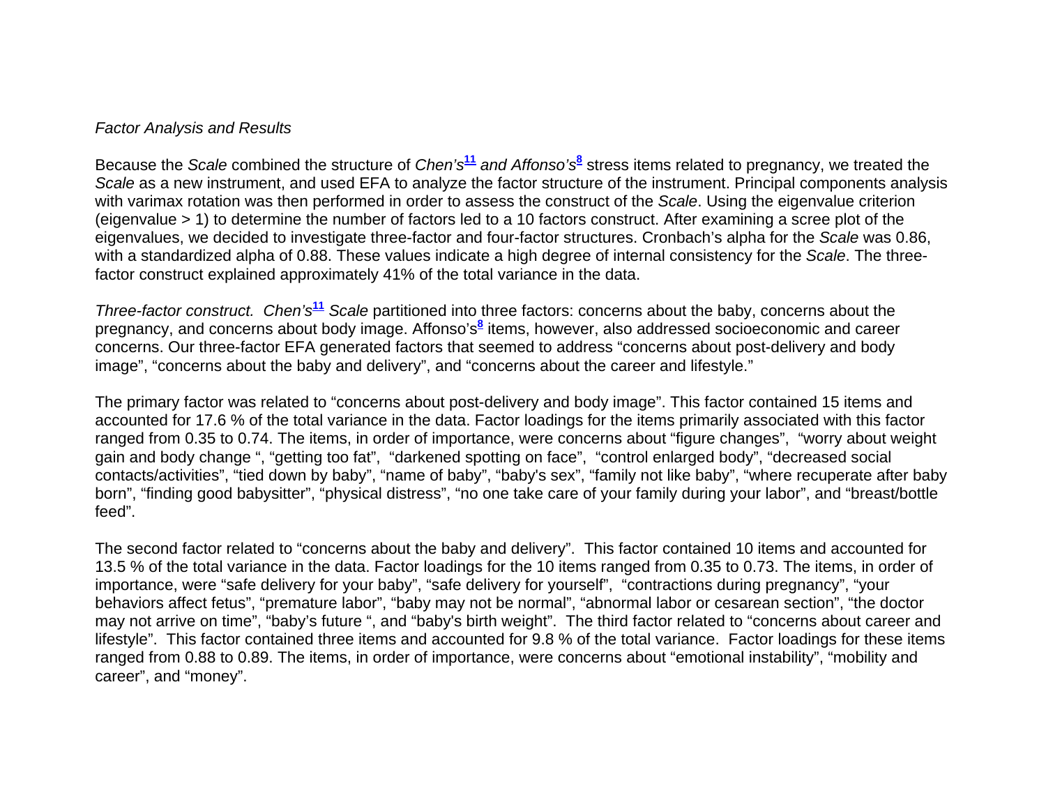*Factor Analysis and Results*

Because the *Scale* combined the structure of *Chen's*[11] *and Affonso's*[8] stress items related to pregnancy, we treated the *Scale* as a new instrument, and used EFA to analyze the factor structure of the instrument. Principal components analysis with varimax rotation was then performed in order to assess the construct of the *Scale*. Using the eigenvalue criterion (eigenvalue > 1) to determine the number of factors led to a 10 factors construct. After examining a scree plot of the eigenvalues, we decided to investigate three-factor and four-factor structures. Cronbach's alpha for the *Scale* was 0.86, with a standardized alpha of 0.88. These values indicate a high degree of internal consistency for the *Scale*. The three-factor construct explained approximately 41% of the total variance in the data.

*Three-factor construct. Chen's*[11] *Scale* partitioned into three factors: concerns about the baby, concerns about the pregnancy, and concerns about body image. Affonso's[8] items, however, also addressed socioeconomic and career concerns. Our three-factor EFA generated factors that seemed to address "concerns about post-delivery and body image", "concerns about the baby and delivery", and "concerns about the career and lifestyle."

The primary factor was related to "concerns about post-delivery and body image". This factor contained 15 items and accounted for 17.6 % of the total variance in the data. Factor loadings for the items primarily associated with this factor ranged from 0.35 to 0.74. The items, in order of importance, were concerns about "figure changes", "worry about weight gain and body change ", "getting too fat", "darkened spotting on face", "control enlarged body", "decreased social contacts/activities", "tied down by baby", "name of baby", "baby's sex", "family not like baby", "where recuperate after baby born", "finding good babysitter", "physical distress", "no one take care of your family during your labor", and "breast/bottle feed".

The second factor related to "concerns about the baby and delivery". This factor contained 10 items and accounted for 13.5 % of the total variance in the data. Factor loadings for the 10 items ranged from 0.35 to 0.73. The items, in order of importance, were "safe delivery for your baby", "safe delivery for yourself", "contractions during pregnancy", "your behaviors affect fetus", "premature labor", "baby may not be normal", "abnormal labor or cesarean section", "the doctor may not arrive on time", "baby's future ", and "baby's birth weight". The third factor related to "concerns about career and lifestyle". This factor contained three items and accounted for 9.8 % of the total variance. Factor loadings for these items ranged from 0.88 to 0.89. The items, in order of importance, were concerns about "emotional instability", "mobility and career", and "money".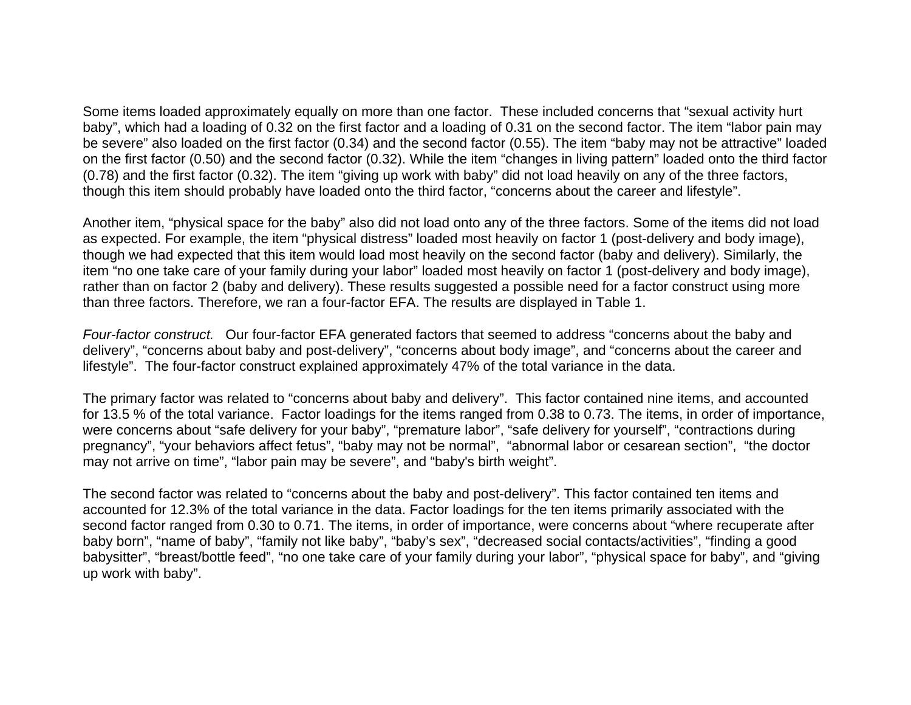Some items loaded approximately equally on more than one factor. These included concerns that "sexual activity hurt baby", which had a loading of 0.32 on the first factor and a loading of 0.31 on the second factor. The item "labor pain may be severe" also loaded on the first factor (0.34) and the second factor (0.55). The item "baby may not be attractive" loaded on the first factor (0.50) and the second factor (0.32). While the item "changes in living pattern" loaded onto the third factor (0.78) and the first factor (0.32). The item "giving up work with baby" did not load heavily on any of the three factors, though this item should probably have loaded onto the third factor, "concerns about the career and lifestyle".

Another item, "physical space for the baby" also did not load onto any of the three factors. Some of the items did not load as expected. For example, the item "physical distress" loaded most heavily on factor 1 (post-delivery and body image), though we had expected that this item would load most heavily on the second factor (baby and delivery). Similarly, the item "no one take care of your family during your labor" loaded most heavily on factor 1 (post-delivery and body image), rather than on factor 2 (baby and delivery). These results suggested a possible need for a factor construct using more than three factors. Therefore, we ran a four-factor EFA. The results are displayed in Table 1.

*Four-factor construct.* Our four-factor EFA generated factors that seemed to address "concerns about the baby and delivery", "concerns about baby and post-delivery", "concerns about body image", and "concerns about the career and lifestyle". The four-factor construct explained approximately 47% of the total variance in the data.

The primary factor was related to "concerns about baby and delivery". This factor contained nine items, and accounted for 13.5 % of the total variance. Factor loadings for the items ranged from 0.38 to 0.73. The items, in order of importance, were concerns about "safe delivery for your baby", "premature labor", "safe delivery for yourself", "contractions during pregnancy", "your behaviors affect fetus", "baby may not be normal", "abnormal labor or cesarean section", "the doctor may not arrive on time", "labor pain may be severe", and "baby's birth weight".

The second factor was related to "concerns about the baby and post-delivery". This factor contained ten items and accounted for 12.3% of the total variance in the data. Factor loadings for the ten items primarily associated with the second factor ranged from 0.30 to 0.71. The items, in order of importance, were concerns about "where recuperate after baby born", "name of baby", "family not like baby", "baby's sex", "decreased social contacts/activities", "finding a good babysitter", "breast/bottle feed", "no one take care of your family during your labor", "physical space for baby", and "giving up work with baby".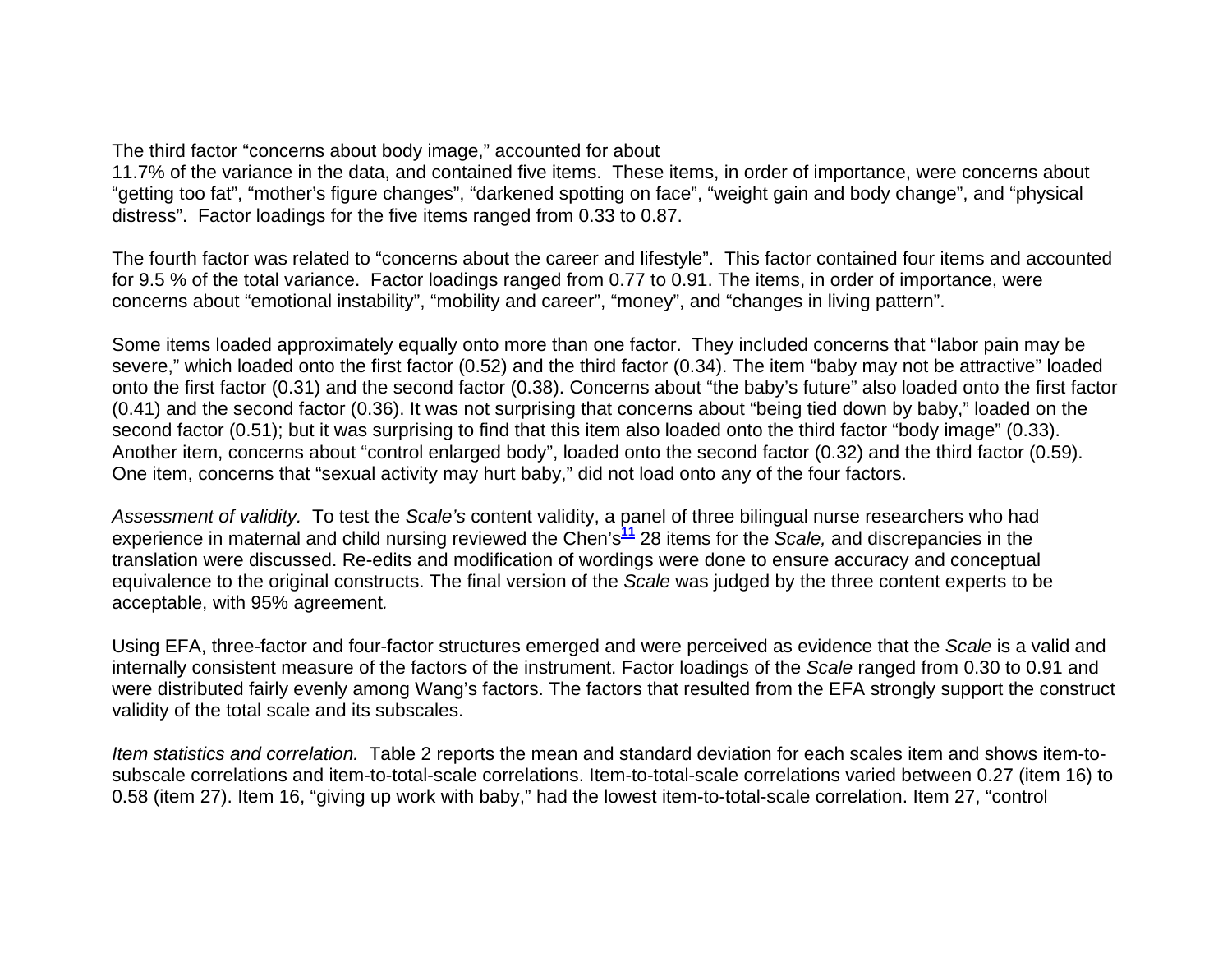The third factor "concerns about body image," accounted for about
11.7% of the variance in the data, and contained five items. These items, in order of importance, were concerns about "getting too fat", "mother's figure changes", "darkened spotting on face", "weight gain and body change", and "physical distress". Factor loadings for the five items ranged from 0.33 to 0.87.

The fourth factor was related to "concerns about the career and lifestyle". This factor contained four items and accounted for 9.5 % of the total variance. Factor loadings ranged from 0.77 to 0.91. The items, in order of importance, were concerns about "emotional instability", "mobility and career", "money", and "changes in living pattern".

Some items loaded approximately equally onto more than one factor. They included concerns that "labor pain may be severe," which loaded onto the first factor (0.52) and the third factor (0.34). The item "baby may not be attractive" loaded onto the first factor (0.31) and the second factor (0.38). Concerns about "the baby's future" also loaded onto the first factor (0.41) and the second factor (0.36). It was not surprising that concerns about "being tied down by baby," loaded on the second factor (0.51); but it was surprising to find that this item also loaded onto the third factor "body image" (0.33). Another item, concerns about "control enlarged body", loaded onto the second factor (0.32) and the third factor (0.59). One item, concerns that "sexual activity may hurt baby," did not load onto any of the four factors.

*Assessment of validity.* To test the *Scale's* content validity, a panel of three bilingual nurse researchers who had experience in maternal and child nursing reviewed the Chen's[11] 28 items for the *Scale,* and discrepancies in the translation were discussed. Re-edits and modification of wordings were done to ensure accuracy and conceptual equivalence to the original constructs. The final version of the *Scale* was judged by the three content experts to be acceptable, with 95% agreement*.*

Using EFA, three-factor and four-factor structures emerged and were perceived as evidence that the *Scale* is a valid and internally consistent measure of the factors of the instrument. Factor loadings of the *Scale* ranged from 0.30 to 0.91 and were distributed fairly evenly among Wang's factors. The factors that resulted from the EFA strongly support the construct validity of the total scale and its subscales.

*Item statistics and correlation.* Table 2 reports the mean and standard deviation for each scales item and shows item-to-subscale correlations and item-to-total-scale correlations. Item-to-total-scale correlations varied between 0.27 (item 16) to 0.58 (item 27). Item 16, "giving up work with baby," had the lowest item-to-total-scale correlation. Item 27, "control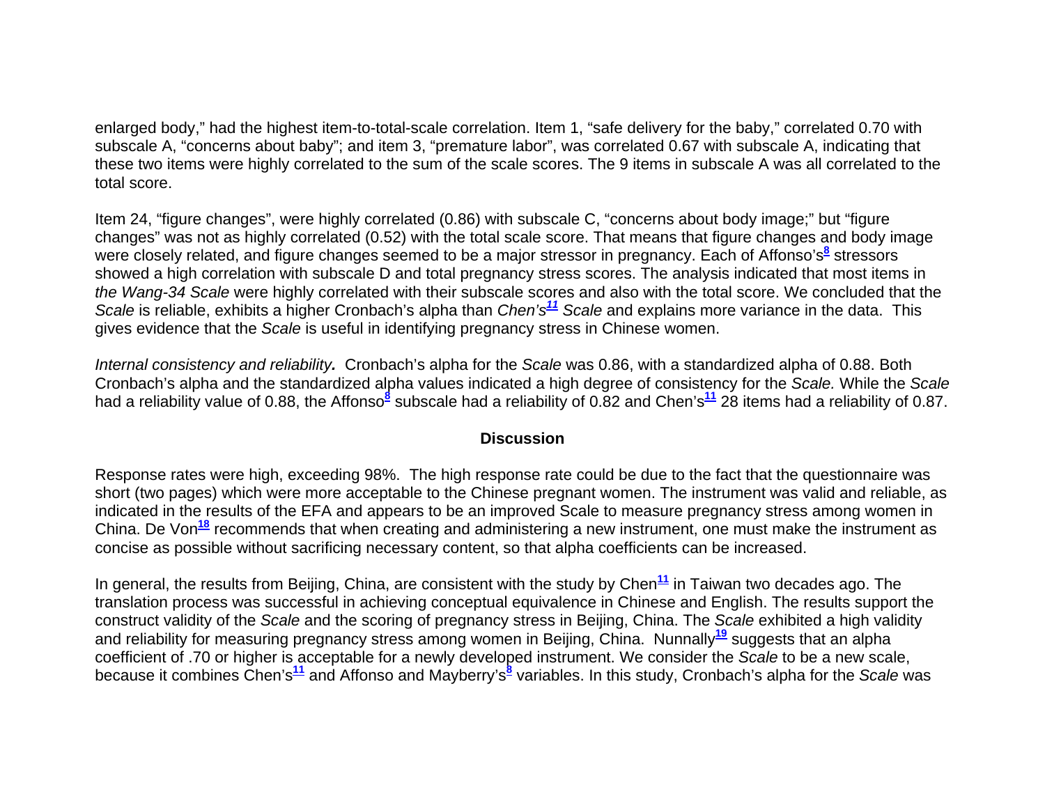enlarged body," had the highest item-to-total-scale correlation. Item 1, "safe delivery for the baby," correlated 0.70 with subscale A, "concerns about baby"; and item 3, "premature labor", was correlated 0.67 with subscale A, indicating that these two items were highly correlated to the sum of the scale scores. The 9 items in subscale A was all correlated to the total score.

Item 24, "figure changes", were highly correlated (0.86) with subscale C, "concerns about body image;" but "figure changes" was not as highly correlated (0.52) with the total scale score. That means that figure changes and body image were closely related, and figure changes seemed to be a major stressor in pregnancy. Each of Affonso's[8] stressors showed a high correlation with subscale D and total pregnancy stress scores. The analysis indicated that most items in *the Wang-34 Scale* were highly correlated with their subscale scores and also with the total score. We concluded that the *Scale* is reliable, exhibits a higher Cronbach's alpha than *Chen's*[11] *Scale* and explains more variance in the data. This gives evidence that the *Scale* is useful in identifying pregnancy stress in Chinese women.

*Internal consistency and reliability.* Cronbach's alpha for the *Scale* was 0.86, with a standardized alpha of 0.88. Both Cronbach's alpha and the standardized alpha values indicated a high degree of consistency for the *Scale.* While the *Scale* had a reliability value of 0.88, the Affonso[8] subscale had a reliability of 0.82 and Chen's[11] 28 items had a reliability of 0.87.

## Discussion

Response rates were high, exceeding 98%. The high response rate could be due to the fact that the questionnaire was short (two pages) which were more acceptable to the Chinese pregnant women. The instrument was valid and reliable, as indicated in the results of the EFA and appears to be an improved Scale to measure pregnancy stress among women in China. De Von[18] recommends that when creating and administering a new instrument, one must make the instrument as concise as possible without sacrificing necessary content, so that alpha coefficients can be increased.

In general, the results from Beijing, China, are consistent with the study by Chen[11] in Taiwan two decades ago. The translation process was successful in achieving conceptual equivalence in Chinese and English. The results support the construct validity of the *Scale* and the scoring of pregnancy stress in Beijing, China. The *Scale* exhibited a high validity and reliability for measuring pregnancy stress among women in Beijing, China. Nunnally[19] suggests that an alpha coefficient of .70 or higher is acceptable for a newly developed instrument. We consider the *Scale* to be a new scale, because it combines Chen's[11] and Affonso and Mayberry's[8] variables. In this study, Cronbach's alpha for the *Scale* was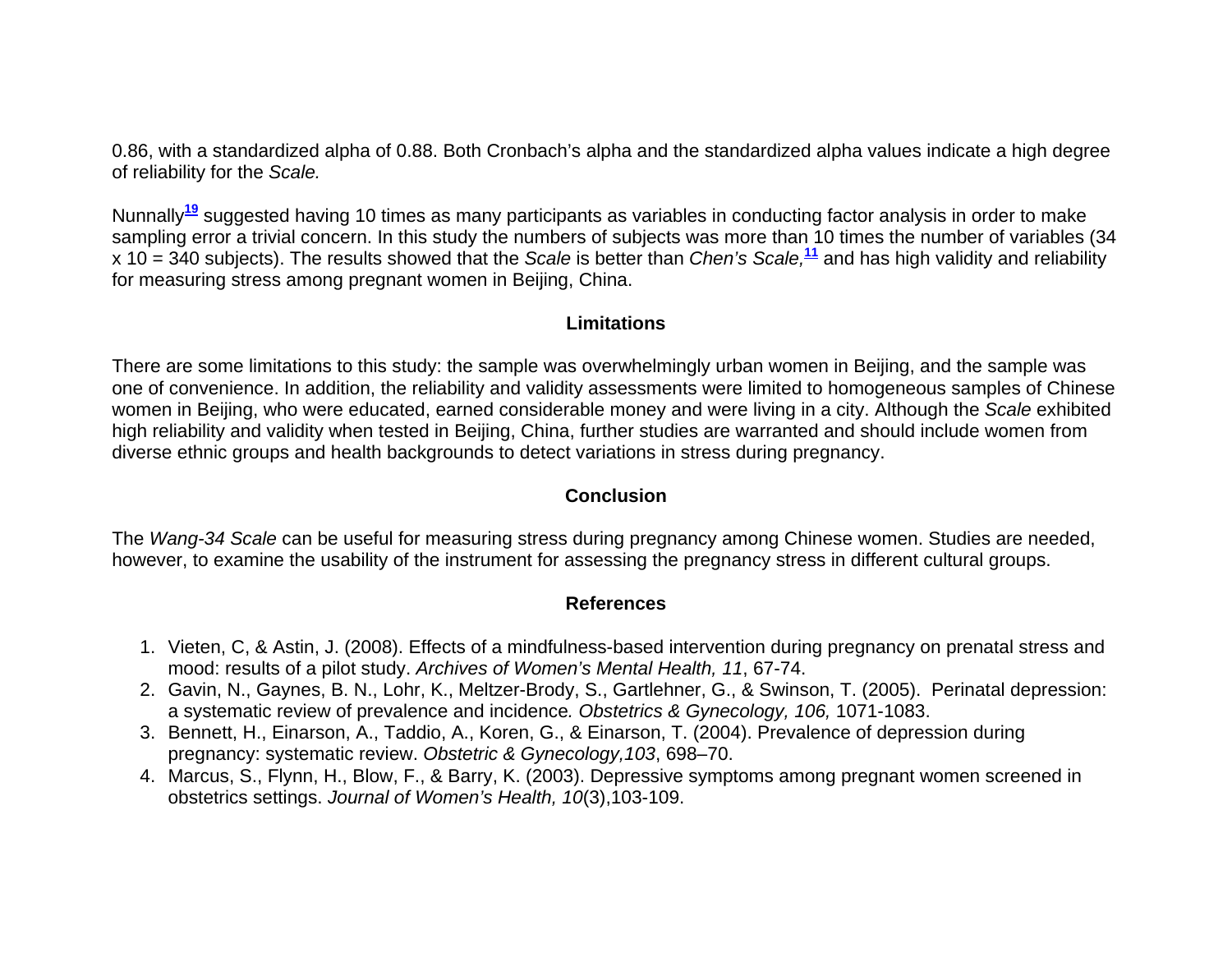0.86, with a standardized alpha of 0.88. Both Cronbach's alpha and the standardized alpha values indicate a high degree of reliability for the *Scale.*

Nunnally[19] suggested having 10 times as many participants as variables in conducting factor analysis in order to make sampling error a trivial concern. In this study the numbers of subjects was more than 10 times the number of variables (34 x 10 = 340 subjects). The results showed that the *Scale* is better than *Chen's Scale,*[11] and has high validity and reliability for measuring stress among pregnant women in Beijing, China.

## Limitations

There are some limitations to this study: the sample was overwhelmingly urban women in Beijing, and the sample was one of convenience. In addition, the reliability and validity assessments were limited to homogeneous samples of Chinese women in Beijing, who were educated, earned considerable money and were living in a city. Although the *Scale* exhibited high reliability and validity when tested in Beijing, China, further studies are warranted and should include women from diverse ethnic groups and health backgrounds to detect variations in stress during pregnancy.

## Conclusion

The *Wang-34 Scale* can be useful for measuring stress during pregnancy among Chinese women. Studies are needed, however, to examine the usability of the instrument for assessing the pregnancy stress in different cultural groups.

## References

1. Vieten, C, & Astin, J. (2008). Effects of a mindfulness-based intervention during pregnancy on prenatal stress and mood: results of a pilot study. *Archives of Women's Mental Health, 11*, 67-74.
2. Gavin, N., Gaynes, B. N., Lohr, K., Meltzer-Brody, S., Gartlehner, G., & Swinson, T. (2005). Perinatal depression: a systematic review of prevalence and incidence*. Obstetrics & Gynecology, 106,* 1071-1083.
3. Bennett, H., Einarson, A., Taddio, A., Koren, G., & Einarson, T. (2004). Prevalence of depression during pregnancy: systematic review. *Obstetric & Gynecology,103*, 698–70.
4. Marcus, S., Flynn, H., Blow, F., & Barry, K. (2003). Depressive symptoms among pregnant women screened in obstetrics settings. *Journal of Women's Health, 10*(3),103-109.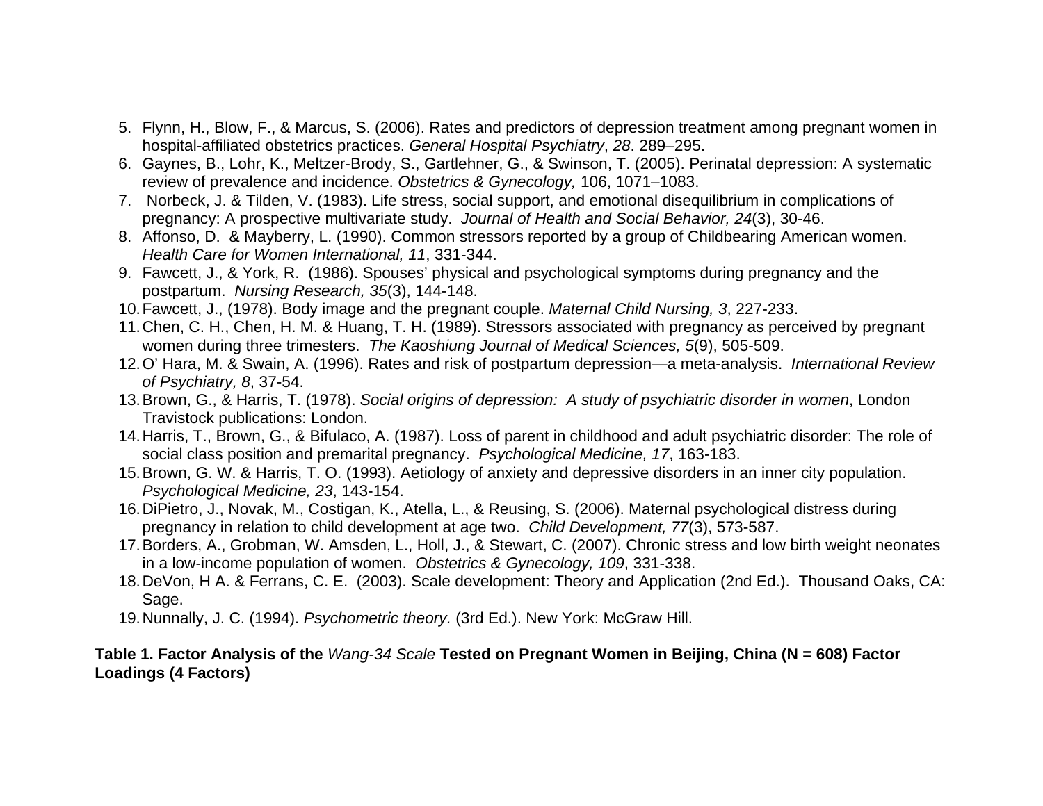5. Flynn, H., Blow, F., & Marcus, S. (2006). Rates and predictors of depression treatment among pregnant women in hospital-affiliated obstetrics practices. *General Hospital Psychiatry*, *28*. 289–295.
6. Gaynes, B., Lohr, K., Meltzer-Brody, S., Gartlehner, G., & Swinson, T. (2005). Perinatal depression: A systematic review of prevalence and incidence. *Obstetrics & Gynecology,* 106, 1071–1083.
7. Norbeck, J. & Tilden, V. (1983). Life stress, social support, and emotional disequilibrium in complications of pregnancy: A prospective multivariate study. *Journal of Health and Social Behavior, 24*(3), 30-46.
8. Affonso, D. & Mayberry, L. (1990). Common stressors reported by a group of Childbearing American women. *Health Care for Women International, 11*, 331-344.
9. Fawcett, J., & York, R. (1986). Spouses' physical and psychological symptoms during pregnancy and the postpartum. *Nursing Research, 35*(3), 144-148.
10. Fawcett, J., (1978). Body image and the pregnant couple. *Maternal Child Nursing, 3*, 227-233.
11. Chen, C. H., Chen, H. M. & Huang, T. H. (1989). Stressors associated with pregnancy as perceived by pregnant women during three trimesters. *The Kaoshiung Journal of Medical Sciences, 5*(9), 505-509.
12. O' Hara, M. & Swain, A. (1996). Rates and risk of postpartum depression—a meta-analysis. *International Review of Psychiatry, 8*, 37-54.
13. Brown, G., & Harris, T. (1978). *Social origins of depression: A study of psychiatric disorder in women*, London Travistock publications: London.
14. Harris, T., Brown, G., & Bifulaco, A. (1987). Loss of parent in childhood and adult psychiatric disorder: The role of social class position and premarital pregnancy. *Psychological Medicine, 17*, 163-183.
15. Brown, G. W. & Harris, T. O. (1993). Aetiology of anxiety and depressive disorders in an inner city population. *Psychological Medicine, 23*, 143-154.
16. DiPietro, J., Novak, M., Costigan, K., Atella, L., & Reusing, S. (2006). Maternal psychological distress during pregnancy in relation to child development at age two. *Child Development, 77*(3), 573-587.
17. Borders, A., Grobman, W. Amsden, L., Holl, J., & Stewart, C. (2007). Chronic stress and low birth weight neonates in a low-income population of women. *Obstetrics & Gynecology, 109*, 331-338.
18. DeVon, H A. & Ferrans, C. E. (2003). Scale development: Theory and Application (2nd Ed.). Thousand Oaks, CA: Sage.
19. Nunnally, J. C. (1994). *Psychometric theory.* (3rd Ed.). New York: McGraw Hill.

**Table 1. Factor Analysis of the *Wang-34 Scale* Tested on Pregnant Women in Beijing, China (N = 608) Factor Loadings (4 Factors)**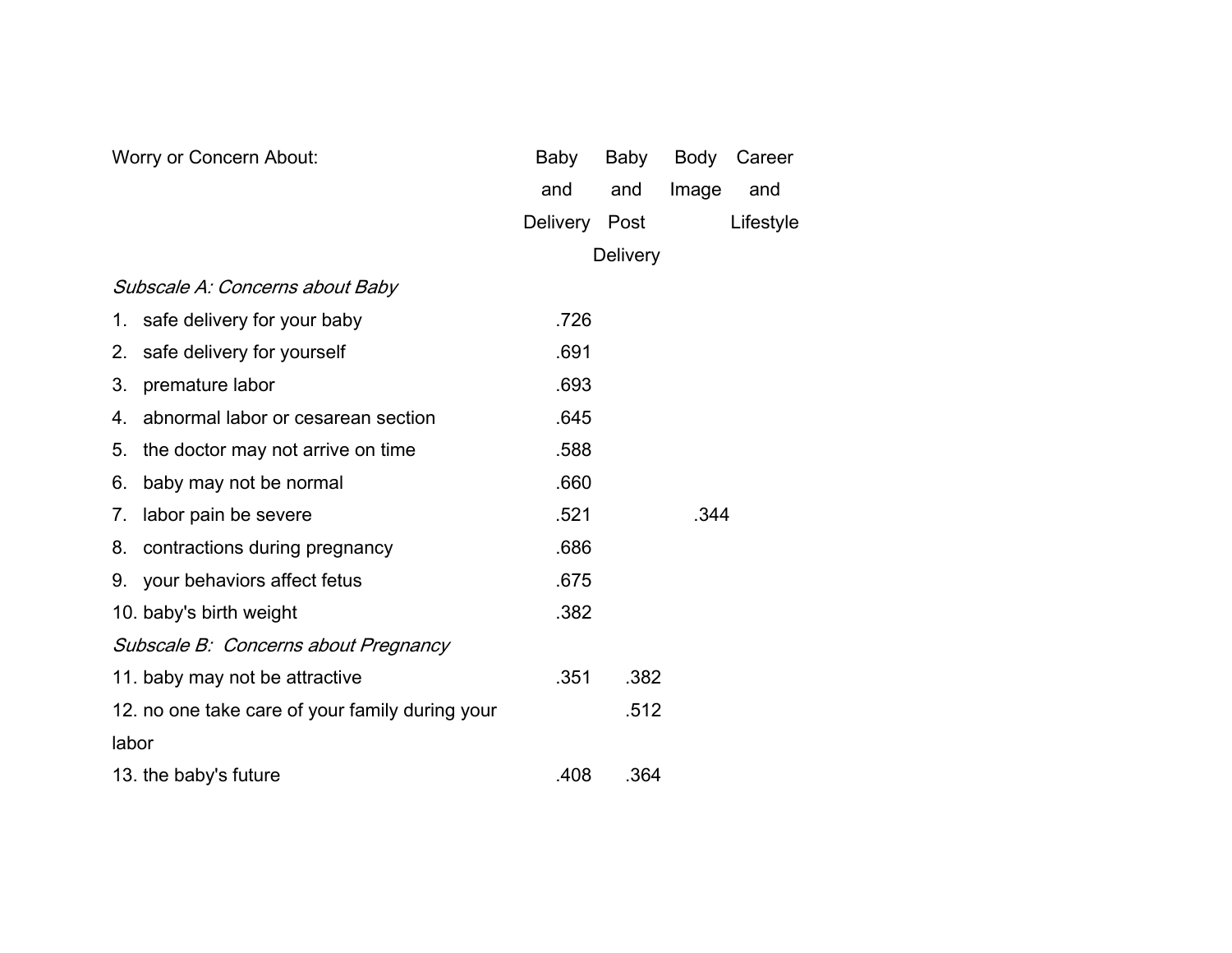| Worry or Concern About: | Baby and Delivery | Baby and Post Delivery | Body Image | Career and Lifestyle |
|---|---|---|---|---|
| *Subscale A: Concerns about Baby* | | | | |
| 1. safe delivery for your baby | .726 | | | |
| 2. safe delivery for yourself | .691 | | | |
| 3. premature labor | .693 | | | |
| 4. abnormal labor or cesarean section | .645 | | | |
| 5. the doctor may not arrive on time | .588 | | | |
| 6. baby may not be normal | .660 | | | |
| 7. labor pain be severe | .521 | | .344 | |
| 8. contractions during pregnancy | .686 | | | |
| 9. your behaviors affect fetus | .675 | | | |
| 10. baby's birth weight | .382 | | | |
| *Subscale B: Concerns about Pregnancy* | | | | |
| 11. baby may not be attractive | .351 | .382 | | |
| 12. no one take care of your family during your labor | | .512 | | |
| 13. the baby's future | .408 | .364 | | |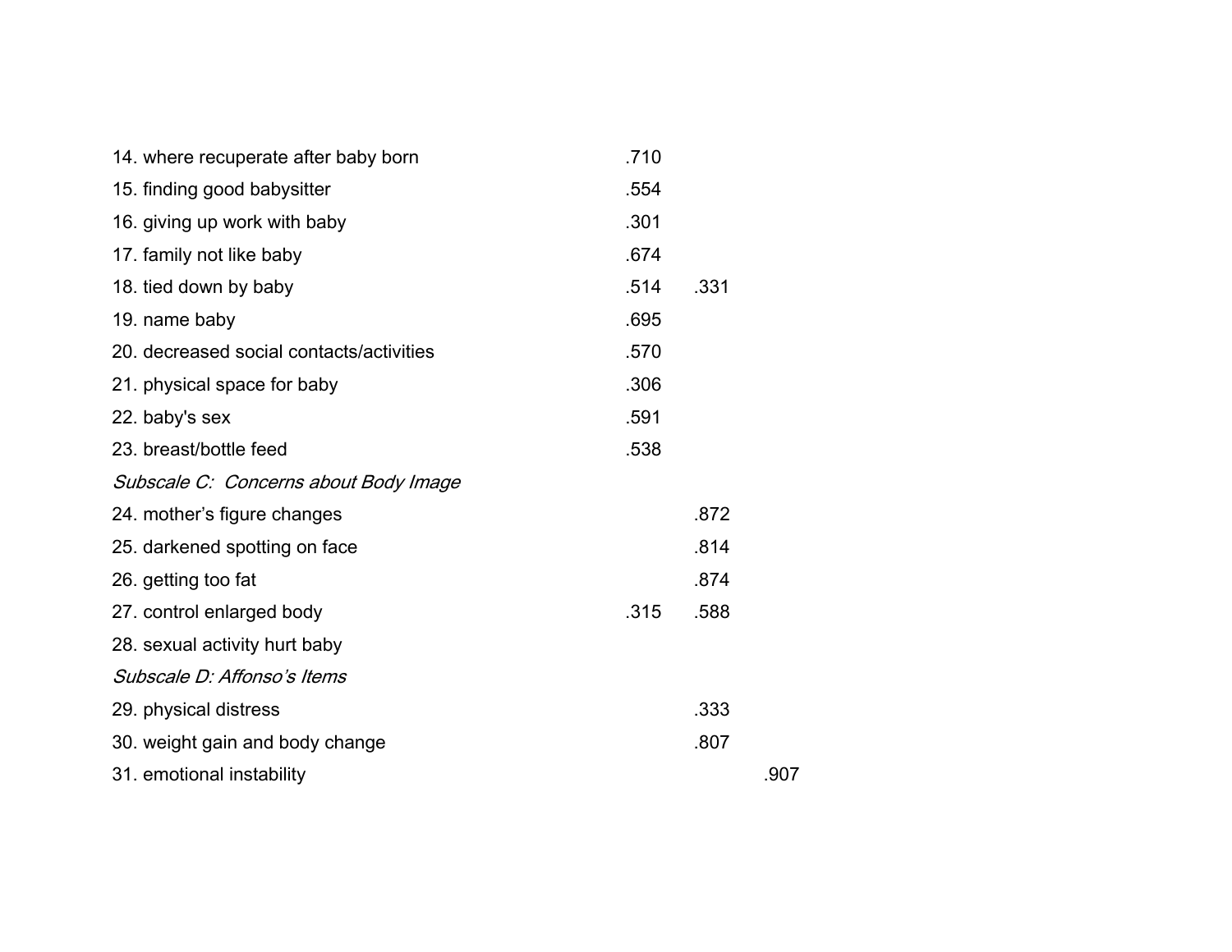| | | | |
|---|---|---|---|
| 14. where recuperate after baby born | .710 | | |
| 15. finding good babysitter | .554 | | |
| 16. giving up work with baby | .301 | | |
| 17. family not like baby | .674 | | |
| 18. tied down by baby | .514 | .331 | |
| 19. name baby | .695 | | |
| 20. decreased social contacts/activities | .570 | | |
| 21. physical space for baby | .306 | | |
| 22. baby's sex | .591 | | |
| 23. breast/bottle feed | .538 | | |
| *Subscale C: Concerns about Body Image* | | | |
| 24. mother's figure changes | | .872 | |
| 25. darkened spotting on face | | .814 | |
| 26. getting too fat | | .874 | |
| 27. control enlarged body | .315 | .588 | |
| 28. sexual activity hurt baby | | | |
| *Subscale D: Affonso's Items* | | | |
| 29. physical distress | | .333 | |
| 30. weight gain and body change | | .807 | |
| 31. emotional instability | | | .907 |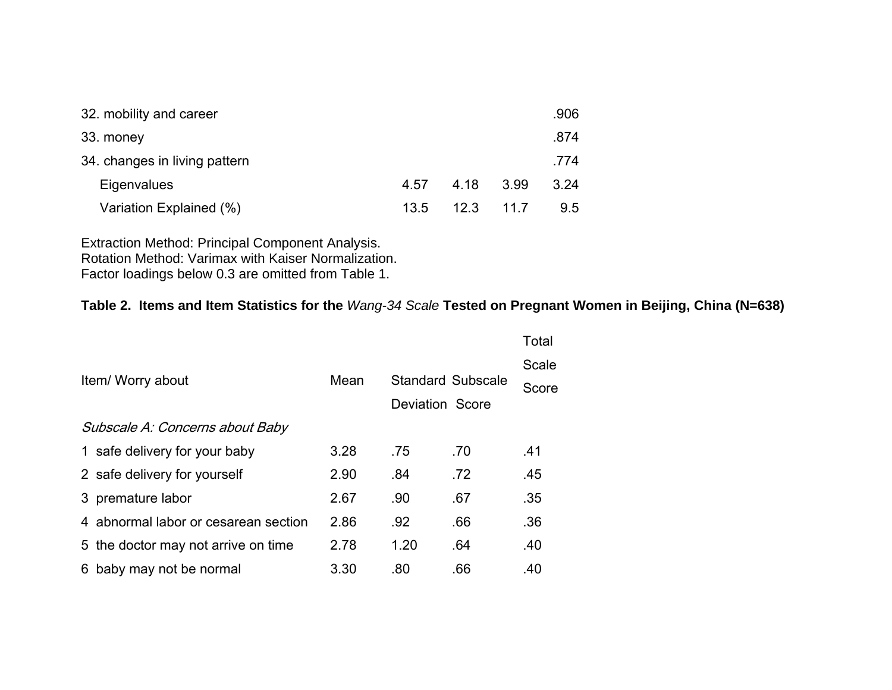| | | | | |
|---|---|---|---|---|
| 32. mobility and career | | | | .906 |
| 33. money | | | | .874 |
| 34. changes in living pattern | | | | .774 |
| Eigenvalues | 4.57 | 4.18 | 3.99 | 3.24 |
| Variation Explained (%) | 13.5 | 12.3 | 11.7 | 9.5 |

Extraction Method: Principal Component Analysis.
Rotation Method: Varimax with Kaiser Normalization.
Factor loadings below 0.3 are omitted from Table 1.

**Table 2. Items and Item Statistics for the *Wang-34 Scale* Tested on Pregnant Women in Beijing, China (N=638)**

| Item/ Worry about | Mean | Standard Deviation | Subscale Score | Total Scale Score |
|---|---|---|---|---|
| *Subscale A: Concerns about Baby* | | | | |
| 1 safe delivery for your baby | 3.28 | .75 | .70 | .41 |
| 2 safe delivery for yourself | 2.90 | .84 | .72 | .45 |
| 3 premature labor | 2.67 | .90 | .67 | .35 |
| 4 abnormal labor or cesarean section | 2.86 | .92 | .66 | .36 |
| 5 the doctor may not arrive on time | 2.78 | 1.20 | .64 | .40 |
| 6 baby may not be normal | 3.30 | .80 | .66 | .40 |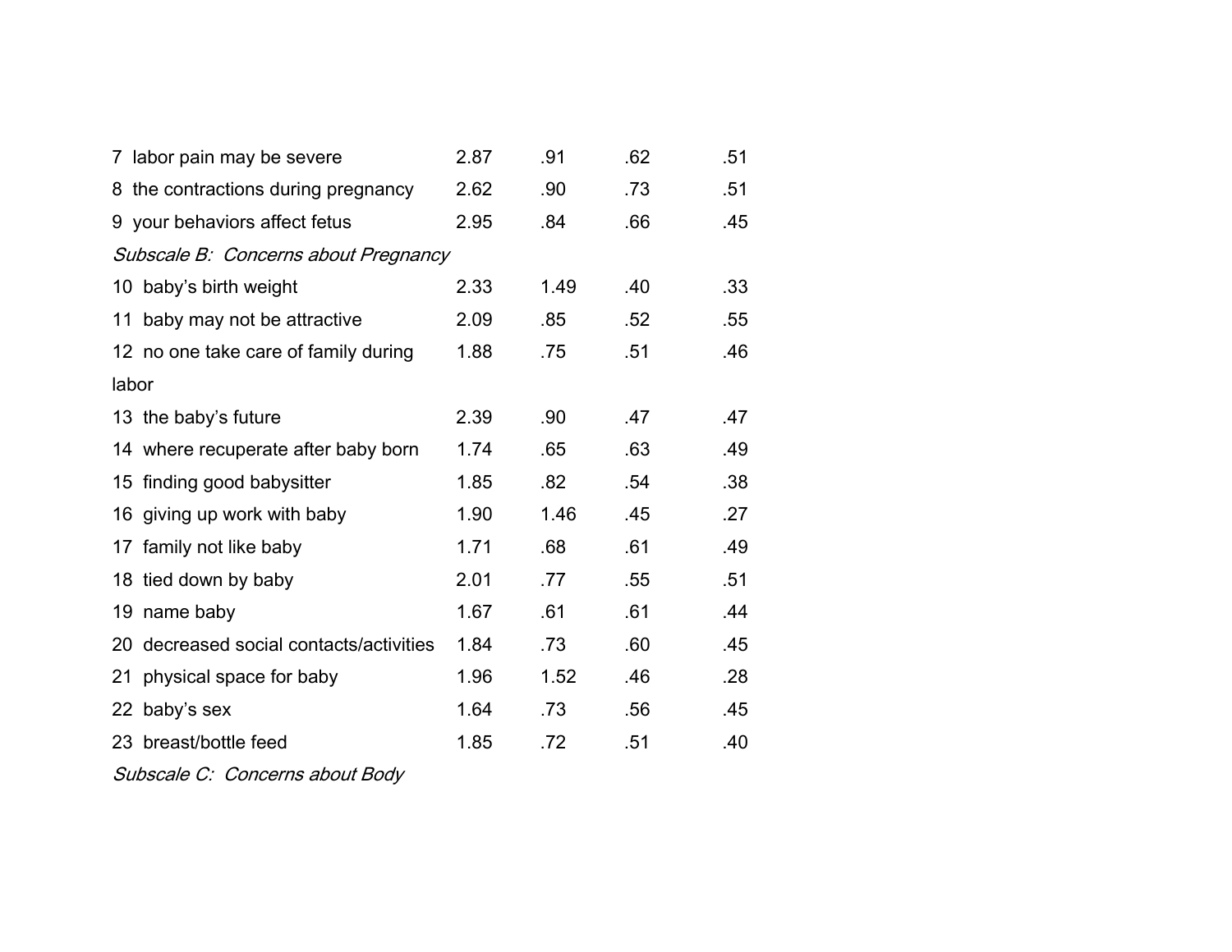| | | | | |
|---|---|---|---|---|
| 7 labor pain may be severe | 2.87 | .91 | .62 | .51 |
| 8 the contractions during pregnancy | 2.62 | .90 | .73 | .51 |
| 9 your behaviors affect fetus | 2.95 | .84 | .66 | .45 |
| *Subscale B: Concerns about Pregnancy* | | | | |
| 10 baby's birth weight | 2.33 | 1.49 | .40 | .33 |
| 11 baby may not be attractive | 2.09 | .85 | .52 | .55 |
| 12 no one take care of family during labor | 1.88 | .75 | .51 | .46 |
| 13 the baby's future | 2.39 | .90 | .47 | .47 |
| 14 where recuperate after baby born | 1.74 | .65 | .63 | .49 |
| 15 finding good babysitter | 1.85 | .82 | .54 | .38 |
| 16 giving up work with baby | 1.90 | 1.46 | .45 | .27 |
| 17 family not like baby | 1.71 | .68 | .61 | .49 |
| 18 tied down by baby | 2.01 | .77 | .55 | .51 |
| 19 name baby | 1.67 | .61 | .61 | .44 |
| 20 decreased social contacts/activities | 1.84 | .73 | .60 | .45 |
| 21 physical space for baby | 1.96 | 1.52 | .46 | .28 |
| 22 baby's sex | 1.64 | .73 | .56 | .45 |
| 23 breast/bottle feed | 1.85 | .72 | .51 | .40 |
| *Subscale C: Concerns about Body* | | | | |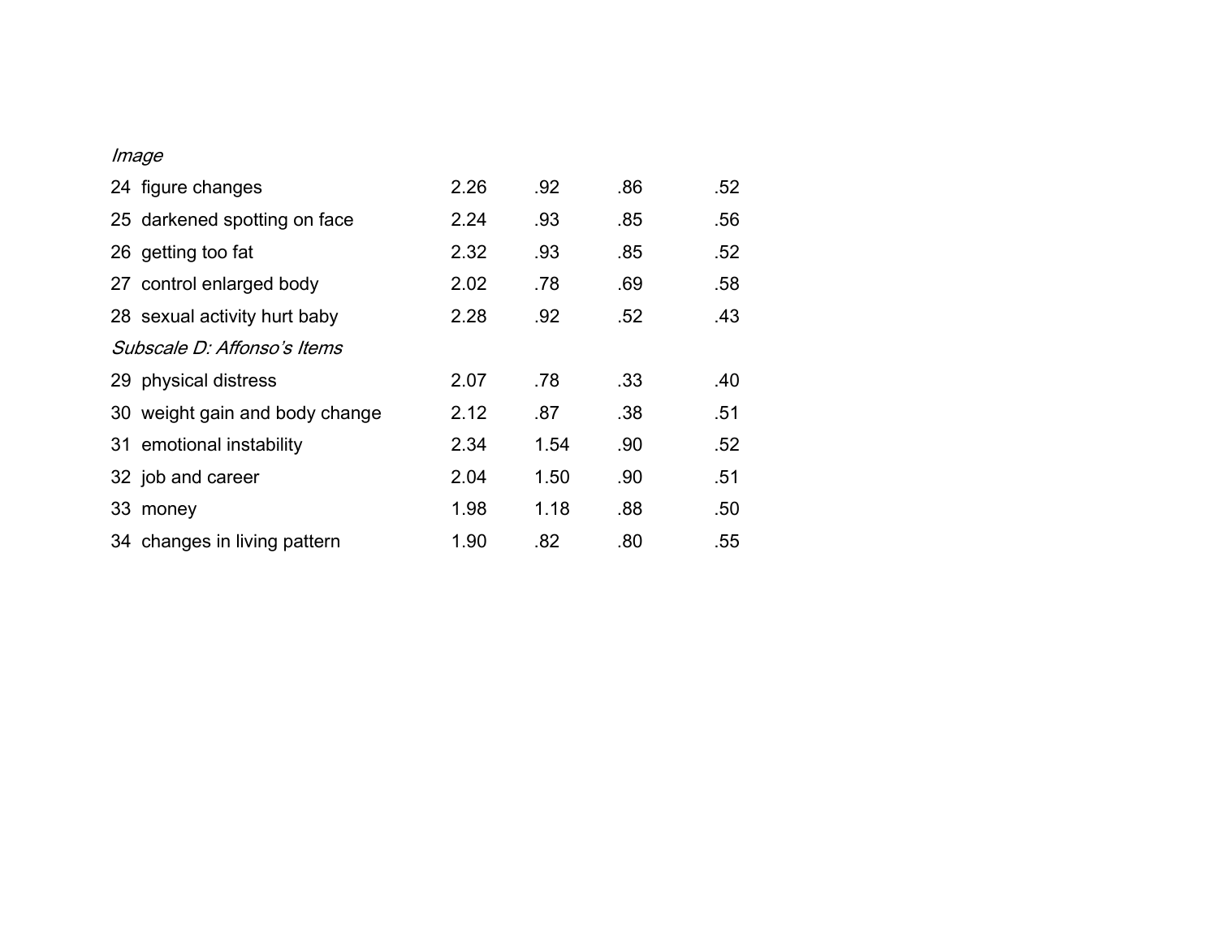| | | | | |
|---|---|---|---|---|
| *Image* | | | | |
| 24 figure changes | 2.26 | .92 | .86 | .52 |
| 25 darkened spotting on face | 2.24 | .93 | .85 | .56 |
| 26 getting too fat | 2.32 | .93 | .85 | .52 |
| 27 control enlarged body | 2.02 | .78 | .69 | .58 |
| 28 sexual activity hurt baby | 2.28 | .92 | .52 | .43 |
| *Subscale D: Affonso's Items* | | | | |
| 29 physical distress | 2.07 | .78 | .33 | .40 |
| 30 weight gain and body change | 2.12 | .87 | .38 | .51 |
| 31 emotional instability | 2.34 | 1.54 | .90 | .52 |
| 32 job and career | 2.04 | 1.50 | .90 | .51 |
| 33 money | 1.98 | 1.18 | .88 | .50 |
| 34 changes in living pattern | 1.90 | .82 | .80 | .55 |